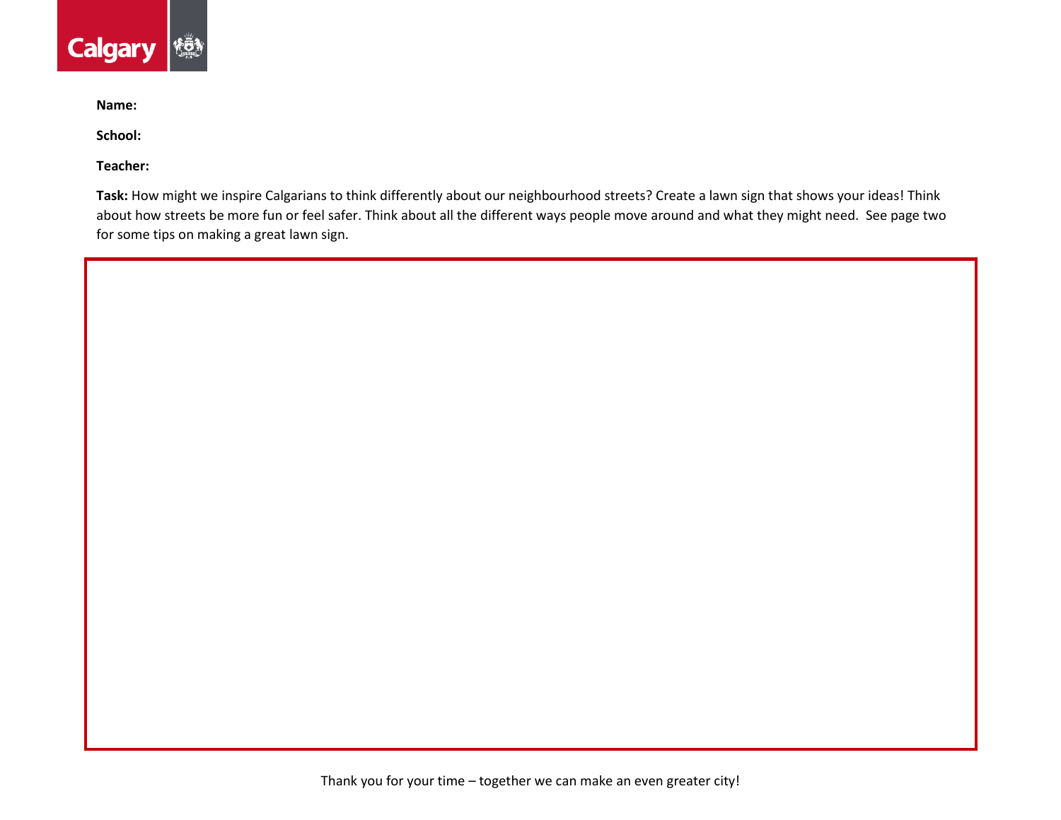**Name:**

**School:**

**Teacher:**

**Task:** How might we inspire Calgarians to think differently about our neighbourhood streets? Create a lawn sign that shows your ideas! Think about how streets be more fun or feel safer. Think about all the different ways people move around and what they might need. See page two for some tips on making a great lawn sign.

Thank you for your time – together we can make an even greater city!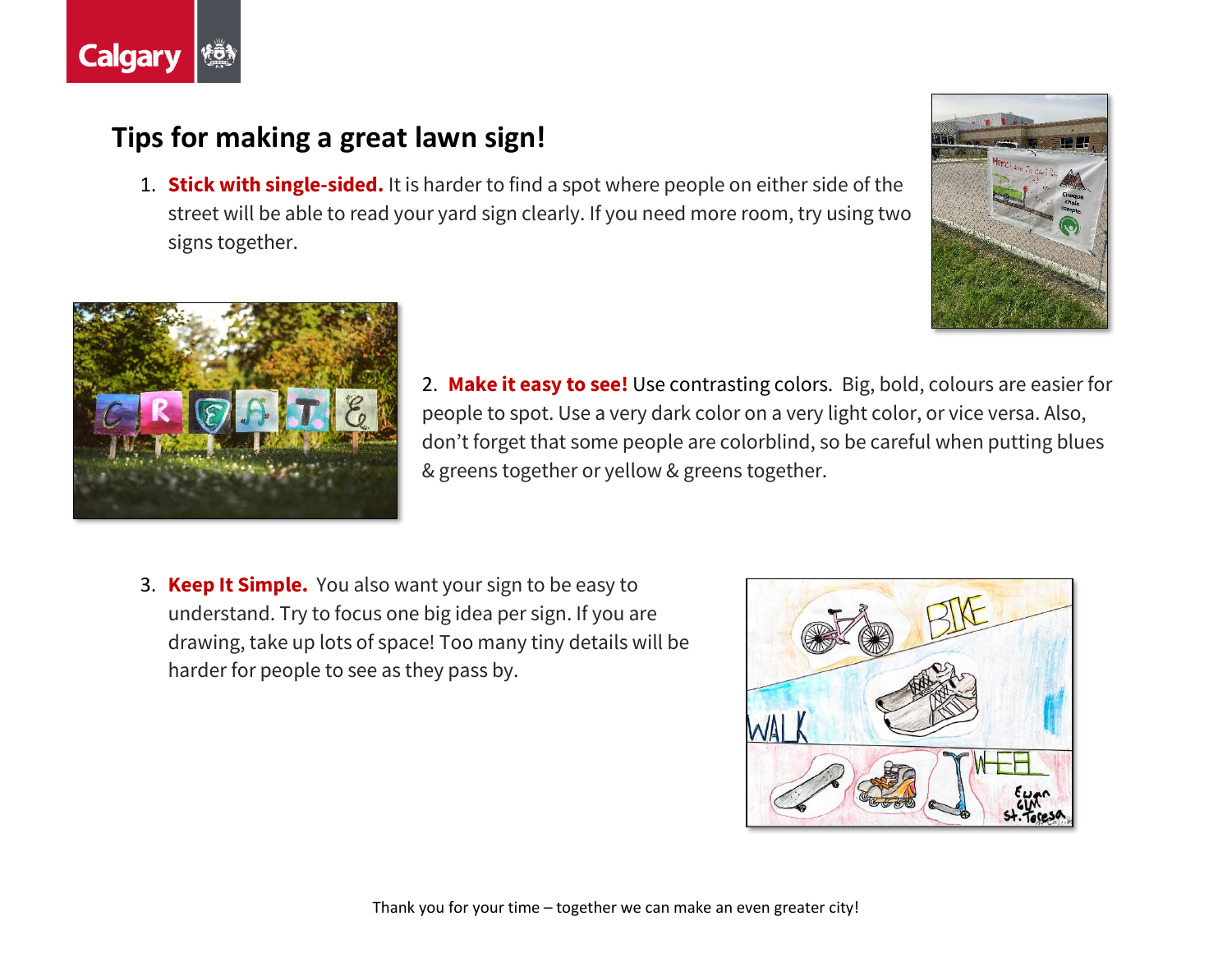# Tips for making a great lawn sign!

1. **Stick with single-sided.** It is harder to find a spot where people on either side of the street will be able to read your yard sign clearly. If you need more room, try using two signs together.

2. **Make it easy to see!** Use contrasting colors. Big, bold, colours are easier for people to spot. Use a very dark color on a very light color, or vice versa. Also, don't forget that some people are colorblind, so be careful when putting blues & greens together or yellow & greens together.

3. **Keep It Simple.** You also want your sign to be easy to understand. Try to focus one big idea per sign. If you are drawing, take up lots of space! Too many tiny details will be harder for people to see as they pass by.

Thank you for your time – together we can make an even greater city!